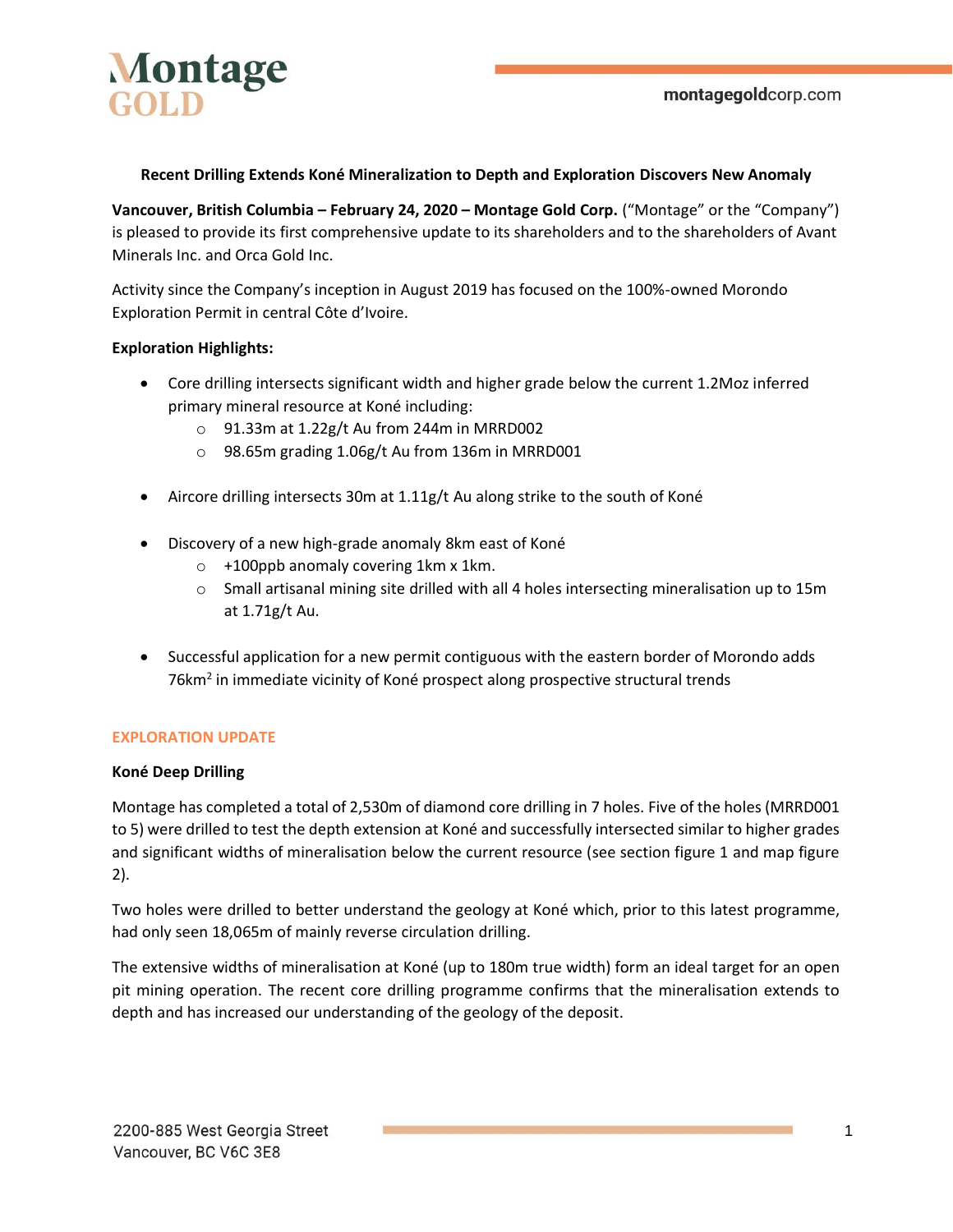**Recent Drilling Extends Koné Mineralization to Depth and Exploration Discovers New Anomaly**

**Vancouver, British Columbia – February 24, 2020 – Montage Gold Corp.** ("Montage" or the "Company") is pleased to provide its first comprehensive update to its shareholders and to the shareholders of Avant Minerals Inc. and Orca Gold Inc.

Activity since the Company's inception in August 2019 has focused on the 100%-owned Morondo Exploration Permit in central Côte d'Ivoire.

**Exploration Highlights:**

- Core drilling intersects significant width and higher grade below the current 1.2Moz inferred primary mineral resource at Koné including:
  - 91.33m at 1.22g/t Au from 244m in MRRD002
  - 98.65m grading 1.06g/t Au from 136m in MRRD001
- Aircore drilling intersects 30m at 1.11g/t Au along strike to the south of Koné
- Discovery of a new high-grade anomaly 8km east of Koné
  - +100ppb anomaly covering 1km x 1km.
  - Small artisanal mining site drilled with all 4 holes intersecting mineralisation up to 15m at 1.71g/t Au.
- Successful application for a new permit contiguous with the eastern border of Morondo adds 76km$^2$ in immediate vicinity of Koné prospect along prospective structural trends

## EXPLORATION UPDATE

### Koné Deep Drilling

Montage has completed a total of 2,530m of diamond core drilling in 7 holes. Five of the holes (MRRD001 to 5) were drilled to test the depth extension at Koné and successfully intersected similar to higher grades and significant widths of mineralisation below the current resource (see section figure 1 and map figure 2).

Two holes were drilled to better understand the geology at Koné which, prior to this latest programme, had only seen 18,065m of mainly reverse circulation drilling.

The extensive widths of mineralisation at Koné (up to 180m true width) form an ideal target for an open pit mining operation. The recent core drilling programme confirms that the mineralisation extends to depth and has increased our understanding of the geology of the deposit.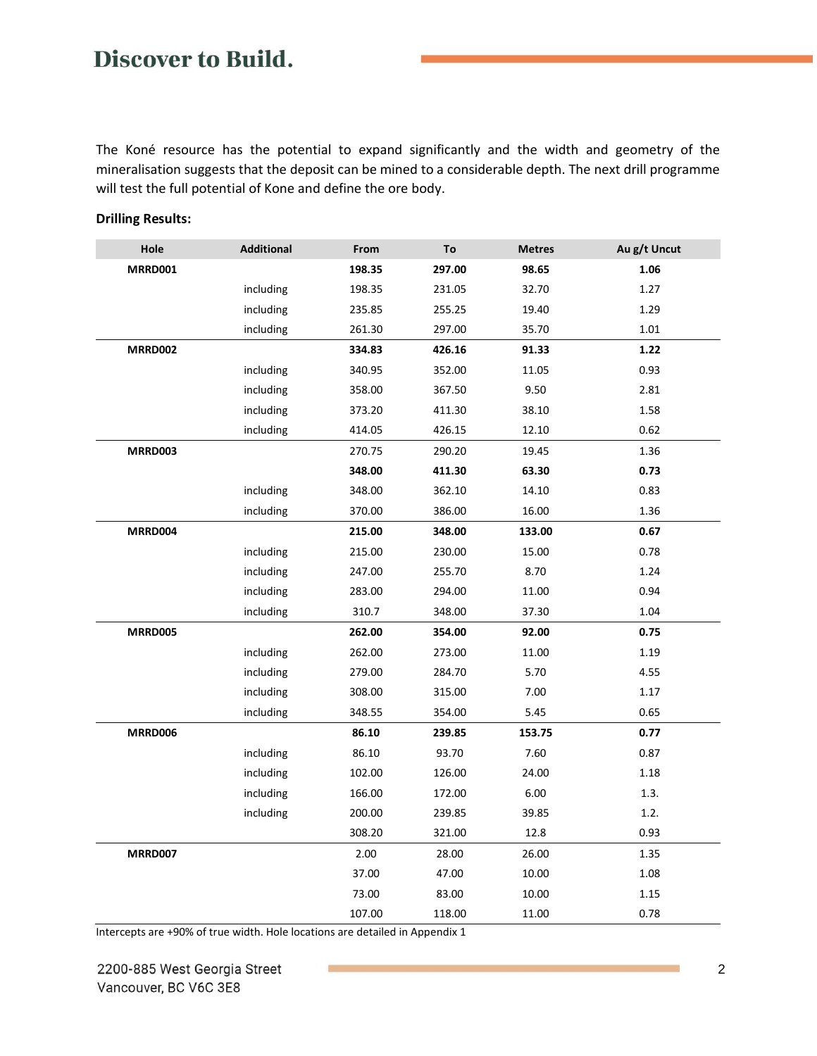The Koné resource has the potential to expand significantly and the width and geometry of the mineralisation suggests that the deposit can be mined to a considerable depth. The next drill programme will test the full potential of Kone and define the ore body.

**Drilling Results:**

| Hole | Additional | From | To | Metres | Au g/t Uncut |
|---|---|---|---|---|---|
| **MRRD001** | | **198.35** | **297.00** | **98.65** | **1.06** |
| | including | 198.35 | 231.05 | 32.70 | 1.27 |
| | including | 235.85 | 255.25 | 19.40 | 1.29 |
| | including | 261.30 | 297.00 | 35.70 | 1.01 |
| **MRRD002** | | **334.83** | **426.16** | **91.33** | **1.22** |
| | including | 340.95 | 352.00 | 11.05 | 0.93 |
| | including | 358.00 | 367.50 | 9.50 | 2.81 |
| | including | 373.20 | 411.30 | 38.10 | 1.58 |
| | including | 414.05 | 426.15 | 12.10 | 0.62 |
| **MRRD003** | | 270.75 | 290.20 | 19.45 | 1.36 |
| | | **348.00** | **411.30** | **63.30** | **0.73** |
| | including | 348.00 | 362.10 | 14.10 | 0.83 |
| | including | 370.00 | 386.00 | 16.00 | 1.36 |
| **MRRD004** | | **215.00** | **348.00** | **133.00** | **0.67** |
| | including | 215.00 | 230.00 | 15.00 | 0.78 |
| | including | 247.00 | 255.70 | 8.70 | 1.24 |
| | including | 283.00 | 294.00 | 11.00 | 0.94 |
| | including | 310.7 | 348.00 | 37.30 | 1.04 |
| **MRRD005** | | **262.00** | **354.00** | **92.00** | **0.75** |
| | including | 262.00 | 273.00 | 11.00 | 1.19 |
| | including | 279.00 | 284.70 | 5.70 | 4.55 |
| | including | 308.00 | 315.00 | 7.00 | 1.17 |
| | including | 348.55 | 354.00 | 5.45 | 0.65 |
| **MRRD006** | | **86.10** | **239.85** | **153.75** | **0.77** |
| | including | 86.10 | 93.70 | 7.60 | 0.87 |
| | including | 102.00 | 126.00 | 24.00 | 1.18 |
| | including | 166.00 | 172.00 | 6.00 | 1.3. |
| | including | 200.00 | 239.85 | 39.85 | 1.2. |
| | | 308.20 | 321.00 | 12.8 | 0.93 |
| **MRRD007** | | 2.00 | 28.00 | 26.00 | 1.35 |
| | | 37.00 | 47.00 | 10.00 | 1.08 |
| | | 73.00 | 83.00 | 10.00 | 1.15 |
| | | 107.00 | 118.00 | 11.00 | 0.78 |

Intercepts are +90% of true width. Hole locations are detailed in Appendix 1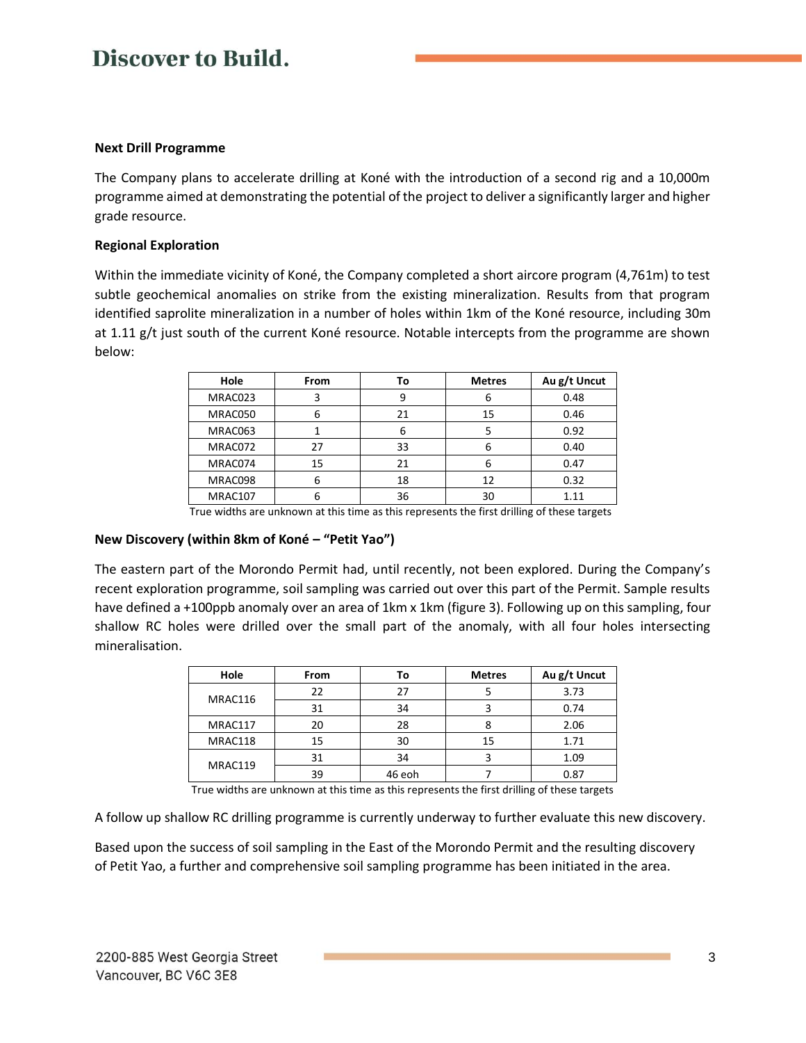### Next Drill Programme

The Company plans to accelerate drilling at Koné with the introduction of a second rig and a 10,000m programme aimed at demonstrating the potential of the project to deliver a significantly larger and higher grade resource.

### Regional Exploration

Within the immediate vicinity of Koné, the Company completed a short aircore program (4,761m) to test subtle geochemical anomalies on strike from the existing mineralization. Results from that program identified saprolite mineralization in a number of holes within 1km of the Koné resource, including 30m at 1.11 g/t just south of the current Koné resource. Notable intercepts from the programme are shown below:

| Hole | From | To | Metres | Au g/t Uncut |
|---|---|---|---|---|
| MRAC023 | 3 | 9 | 6 | 0.48 |
| MRAC050 | 6 | 21 | 15 | 0.46 |
| MRAC063 | 1 | 6 | 5 | 0.92 |
| MRAC072 | 27 | 33 | 6 | 0.40 |
| MRAC074 | 15 | 21 | 6 | 0.47 |
| MRAC098 | 6 | 18 | 12 | 0.32 |
| MRAC107 | 6 | 36 | 30 | 1.11 |

True widths are unknown at this time as this represents the first drilling of these targets

### New Discovery (within 8km of Koné – "Petit Yao")

The eastern part of the Morondo Permit had, until recently, not been explored. During the Company's recent exploration programme, soil sampling was carried out over this part of the Permit. Sample results have defined a +100ppb anomaly over an area of 1km x 1km (figure 3). Following up on this sampling, four shallow RC holes were drilled over the small part of the anomaly, with all four holes intersecting mineralisation.

| Hole | From | To | Metres | Au g/t Uncut |
|---|---|---|---|---|
| MRAC116 | 22 | 27 | 5 | 3.73 |
| | 31 | 34 | 3 | 0.74 |
| MRAC117 | 20 | 28 | 8 | 2.06 |
| MRAC118 | 15 | 30 | 15 | 1.71 |
| MRAC119 | 31 | 34 | 3 | 1.09 |
| | 39 | 46 eoh | 7 | 0.87 |

True widths are unknown at this time as this represents the first drilling of these targets

A follow up shallow RC drilling programme is currently underway to further evaluate this new discovery.

Based upon the success of soil sampling in the East of the Morondo Permit and the resulting discovery of Petit Yao, a further and comprehensive soil sampling programme has been initiated in the area.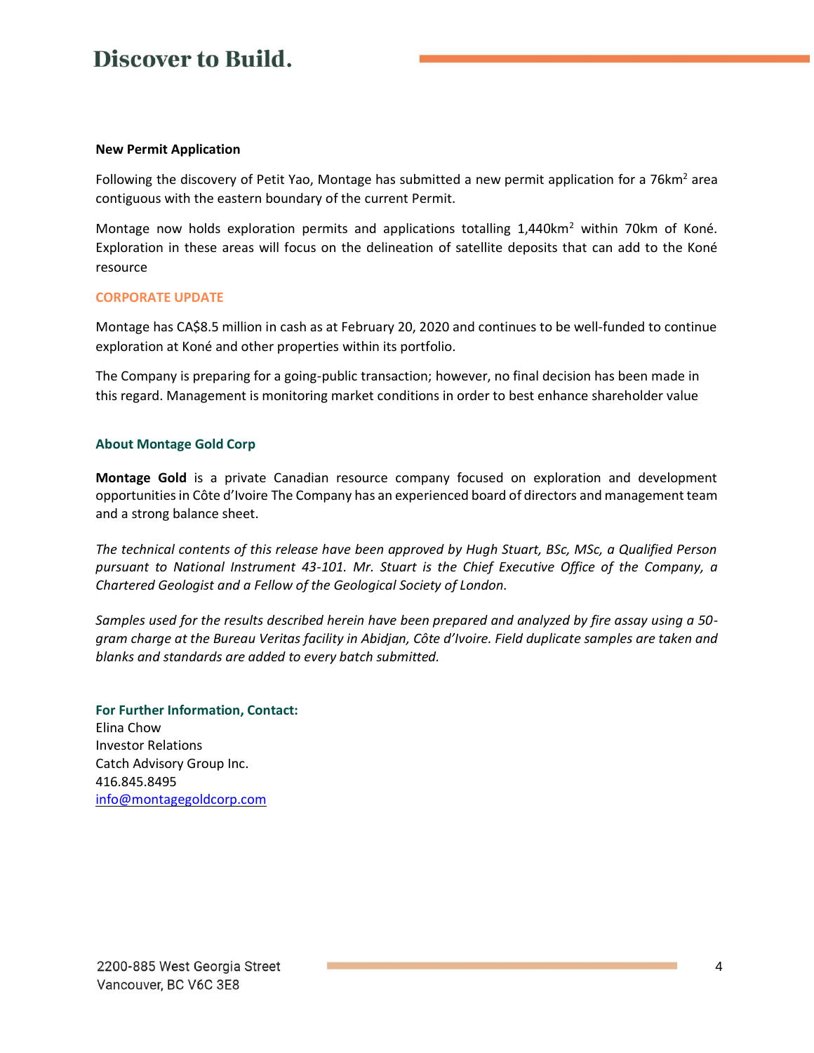**New Permit Application**

Following the discovery of Petit Yao, Montage has submitted a new permit application for a 76km$^2$ area contiguous with the eastern boundary of the current Permit.

Montage now holds exploration permits and applications totalling 1,440km$^2$ within 70km of Koné. Exploration in these areas will focus on the delineation of satellite deposits that can add to the Koné resource

## CORPORATE UPDATE

Montage has CA$8.5 million in cash as at February 20, 2020 and continues to be well-funded to continue exploration at Koné and other properties within its portfolio.

The Company is preparing for a going-public transaction; however, no final decision has been made in this regard. Management is monitoring market conditions in order to best enhance shareholder value

## About Montage Gold Corp

**Montage Gold** is a private Canadian resource company focused on exploration and development opportunities in Côte d'Ivoire The Company has an experienced board of directors and management team and a strong balance sheet.

*The technical contents of this release have been approved by Hugh Stuart, BSc, MSc, a Qualified Person pursuant to National Instrument 43-101. Mr. Stuart is the Chief Executive Office of the Company, a Chartered Geologist and a Fellow of the Geological Society of London.*

*Samples used for the results described herein have been prepared and analyzed by fire assay using a 50-gram charge at the Bureau Veritas facility in Abidjan, Côte d'Ivoire. Field duplicate samples are taken and blanks and standards are added to every batch submitted.*

**For Further Information, Contact:**
Elina Chow
Investor Relations
Catch Advisory Group Inc.
416.845.8495
info@montagegoldcorp.com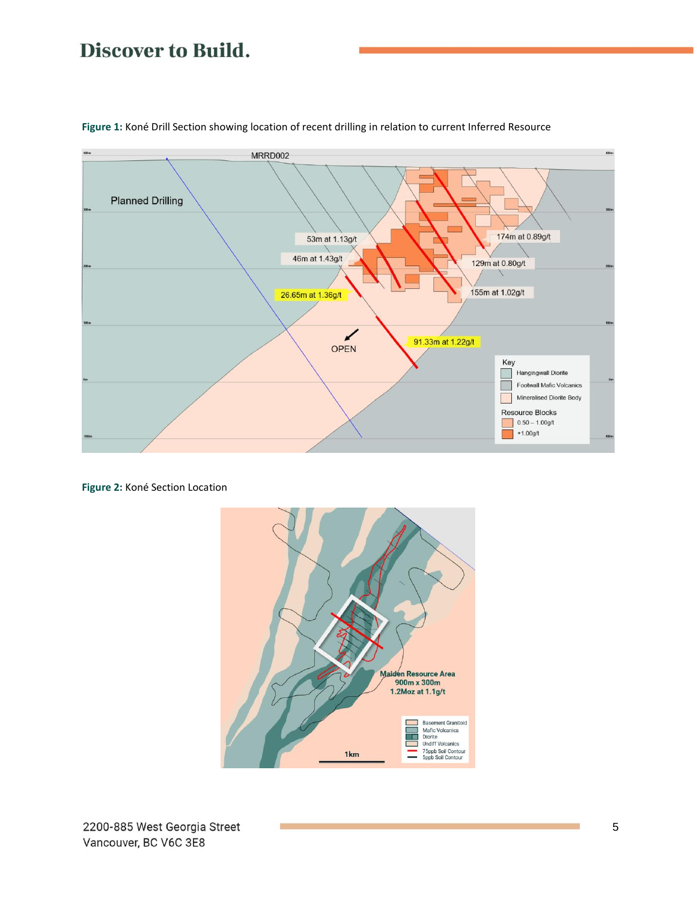**Figure 1:** Koné Drill Section showing location of recent drilling in relation to current Inferred Resource

**Figure 2:** Koné Section Location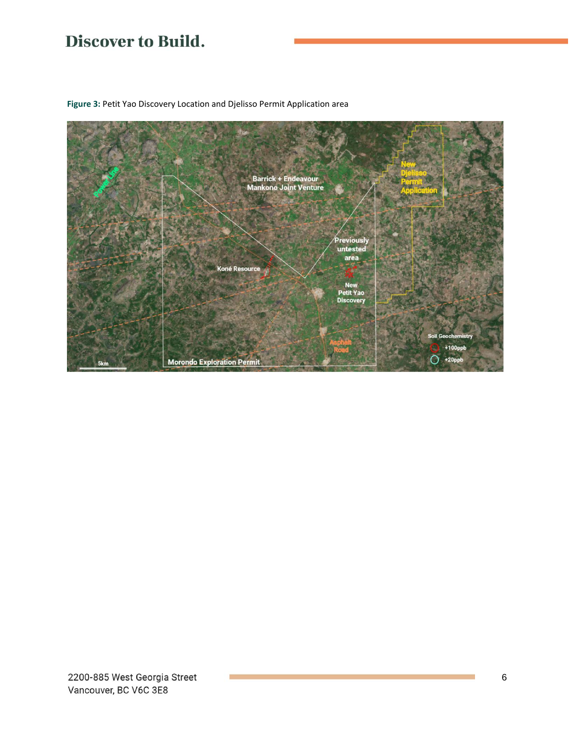**Figure 3:** Petit Yao Discovery Location and Djelisso Permit Application area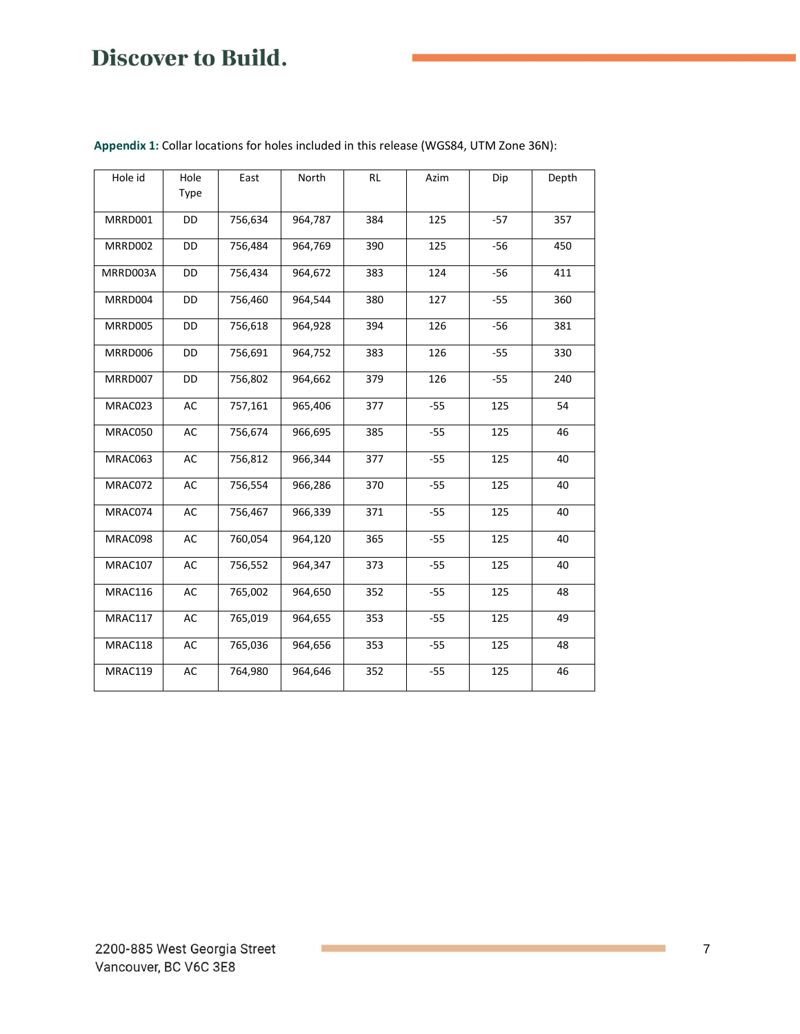**Appendix 1:** Collar locations for holes included in this release (WGS84, UTM Zone 36N):

| Hole id | Hole Type | East | North | RL | Azim | Dip | Depth |
|---|---|---|---|---|---|---|---|
| MRRD001 | DD | 756,634 | 964,787 | 384 | 125 | -57 | 357 |
| MRRD002 | DD | 756,484 | 964,769 | 390 | 125 | -56 | 450 |
| MRRD003A | DD | 756,434 | 964,672 | 383 | 124 | -56 | 411 |
| MRRD004 | DD | 756,460 | 964,544 | 380 | 127 | -55 | 360 |
| MRRD005 | DD | 756,618 | 964,928 | 394 | 126 | -56 | 381 |
| MRRD006 | DD | 756,691 | 964,752 | 383 | 126 | -55 | 330 |
| MRRD007 | DD | 756,802 | 964,662 | 379 | 126 | -55 | 240 |
| MRAC023 | AC | 757,161 | 965,406 | 377 | -55 | 125 | 54 |
| MRAC050 | AC | 756,674 | 966,695 | 385 | -55 | 125 | 46 |
| MRAC063 | AC | 756,812 | 966,344 | 377 | -55 | 125 | 40 |
| MRAC072 | AC | 756,554 | 966,286 | 370 | -55 | 125 | 40 |
| MRAC074 | AC | 756,467 | 966,339 | 371 | -55 | 125 | 40 |
| MRAC098 | AC | 760,054 | 964,120 | 365 | -55 | 125 | 40 |
| MRAC107 | AC | 756,552 | 964,347 | 373 | -55 | 125 | 40 |
| MRAC116 | AC | 765,002 | 964,650 | 352 | -55 | 125 | 48 |
| MRAC117 | AC | 765,019 | 964,655 | 353 | -55 | 125 | 49 |
| MRAC118 | AC | 765,036 | 964,656 | 353 | -55 | 125 | 48 |
| MRAC119 | AC | 764,980 | 964,646 | 352 | -55 | 125 | 46 |